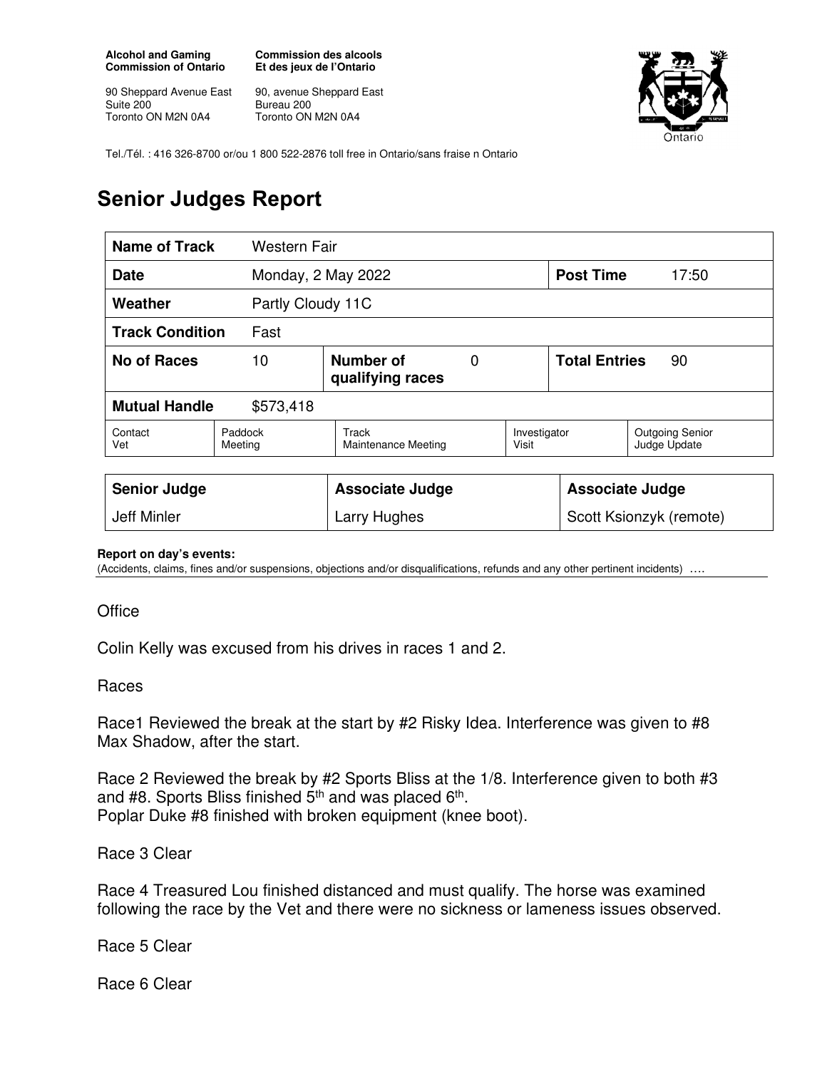**Alcohol and Gaming Commission of Ontario**

90 Sheppard Avenue East
Suite 200
Toronto ON M2N 0A4

**Commission des alcools Et des jeux de l'Ontario**

90, avenue Sheppard East
Bureau 200
Toronto ON M2N 0A4

Tel./Tél. : 416 326-8700 or/ou 1 800 522-2876 toll free in Ontario/sans fraise n Ontario

# Senior Judges Report

| **Name of Track** | Western Fair | | | | |
|---|---|---|---|---|---|
| **Date** | Monday, 2 May 2022 | | | **Post Time** | 17:50 |
| **Weather** | Partly Cloudy 11C | | | | |
| **Track Condition** | Fast | | | | |
| **No of Races** | 10 | **Number of qualifying races** | 0 | **Total Entries** | 90 |
| **Mutual Handle** | $573,418 | | | | |
| Contact Vet | Paddock Meeting | Track Maintenance Meeting | Investigator Visit | Outgoing Senior Judge Update | |

| **Senior Judge** | **Associate Judge** | **Associate Judge** |
|---|---|---|
| Jeff Minler | Larry Hughes | Scott Ksionzyk (remote) |

**Report on day's events:**
(Accidents, claims, fines and/or suspensions, objections and/or disqualifications, refunds and any other pertinent incidents) ….

Office

Colin Kelly was excused from his drives in races 1 and 2.

Races

Race1 Reviewed the break at the start by #2 Risky Idea. Interference was given to #8 Max Shadow, after the start.

Race 2 Reviewed the break by #2 Sports Bliss at the 1/8. Interference given to both #3 and #8. Sports Bliss finished 5th and was placed 6th.
Poplar Duke #8 finished with broken equipment (knee boot).

Race 3 Clear

Race 4 Treasured Lou finished distanced and must qualify. The horse was examined following the race by the Vet and there were no sickness or lameness issues observed.

Race 5 Clear

Race 6 Clear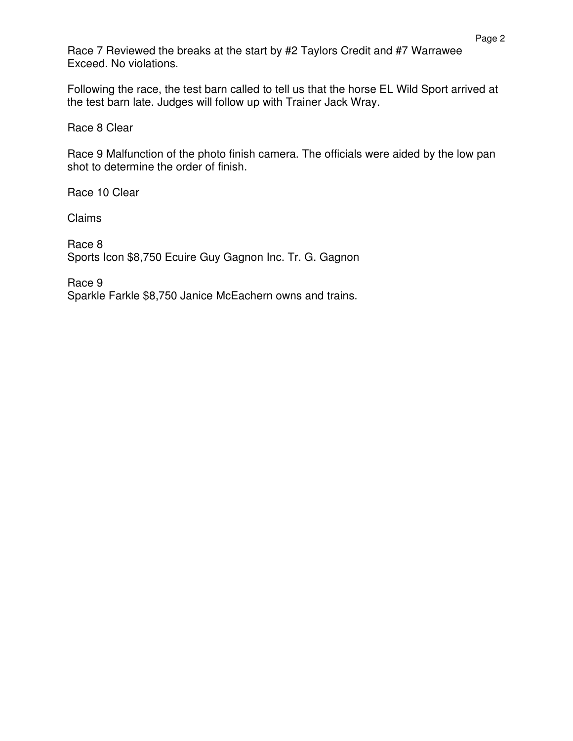Race 7 Reviewed the breaks at the start by #2 Taylors Credit and #7 Warrawee Exceed. No violations.

Following the race, the test barn called to tell us that the horse EL Wild Sport arrived at the test barn late. Judges will follow up with Trainer Jack Wray.

Race 8 Clear

Race 9 Malfunction of the photo finish camera. The officials were aided by the low pan shot to determine the order of finish.

Race 10 Clear

Claims

Race 8
Sports Icon $8,750 Ecuire Guy Gagnon Inc. Tr. G. Gagnon

Race 9
Sparkle Farkle $8,750 Janice McEachern owns and trains.